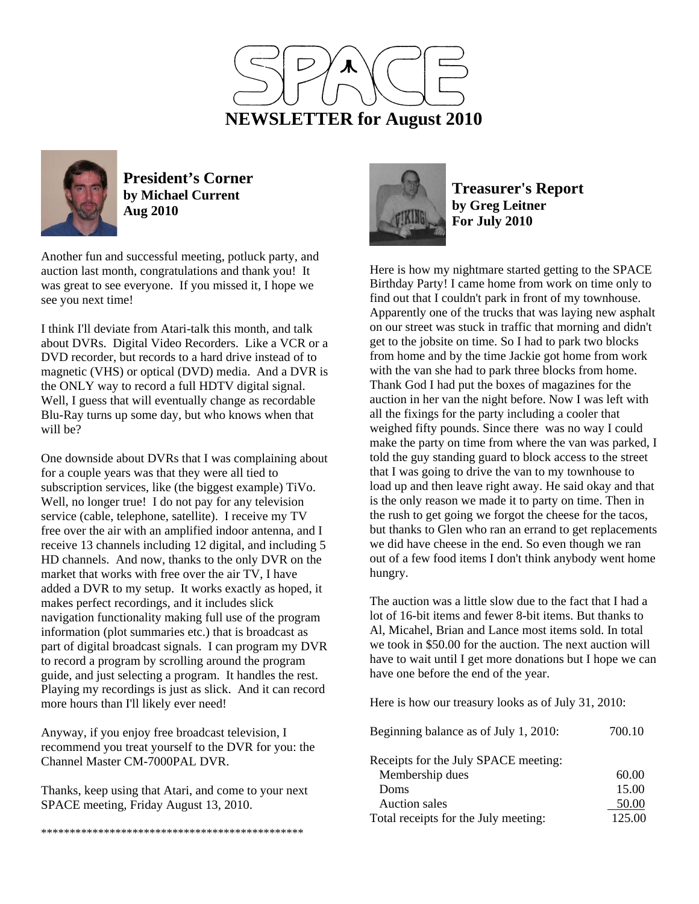# NEWSLETTER for August 2010

## President's Corner

**by Michael Current**
**Aug 2010**

Another fun and successful meeting, potluck party, and auction last month, congratulations and thank you! It was great to see everyone. If you missed it, I hope we see you next time!

I think I'll deviate from Atari-talk this month, and talk about DVRs. Digital Video Recorders. Like a VCR or a DVD recorder, but records to a hard drive instead of to magnetic (VHS) or optical (DVD) media. And a DVR is the ONLY way to record a full HDTV digital signal. Well, I guess that will eventually change as recordable Blu-Ray turns up some day, but who knows when that will be?

One downside about DVRs that I was complaining about for a couple years was that they were all tied to subscription services, like (the biggest example) TiVo. Well, no longer true! I do not pay for any television service (cable, telephone, satellite). I receive my TV free over the air with an amplified indoor antenna, and I receive 13 channels including 12 digital, and including 5 HD channels. And now, thanks to the only DVR on the market that works with free over the air TV, I have added a DVR to my setup. It works exactly as hoped, it makes perfect recordings, and it includes slick navigation functionality making full use of the program information (plot summaries etc.) that is broadcast as part of digital broadcast signals. I can program my DVR to record a program by scrolling around the program guide, and just selecting a program. It handles the rest. Playing my recordings is just as slick. And it can record more hours than I'll likely ever need!

Anyway, if you enjoy free broadcast television, I recommend you treat yourself to the DVR for you: the Channel Master CM-7000PAL DVR.

Thanks, keep using that Atari, and come to your next SPACE meeting, Friday August 13, 2010.

**********************************************

## Treasurer's Report

**by Greg Leitner**
**For July 2010**

Here is how my nightmare started getting to the SPACE Birthday Party! I came home from work on time only to find out that I couldn't park in front of my townhouse. Apparently one of the trucks that was laying new asphalt on our street was stuck in traffic that morning and didn't get to the jobsite on time. So I had to park two blocks from home and by the time Jackie got home from work with the van she had to park three blocks from home. Thank God I had put the boxes of magazines for the auction in her van the night before. Now I was left with all the fixings for the party including a cooler that weighed fifty pounds. Since there was no way I could make the party on time from where the van was parked, I told the guy standing guard to block access to the street that I was going to drive the van to my townhouse to load up and then leave right away. He said okay and that is the only reason we made it to party on time. Then in the rush to get going we forgot the cheese for the tacos, but thanks to Glen who ran an errand to get replacements we did have cheese in the end. So even though we ran out of a few food items I don't think anybody went home hungry.

The auction was a little slow due to the fact that I had a lot of 16-bit items and fewer 8-bit items. But thanks to Al, Micahel, Brian and Lance most items sold. In total we took in $50.00 for the auction. The next auction will have to wait until I get more donations but I hope we can have one before the end of the year.

Here is how our treasury looks as of July 31, 2010:

| | |
|---|---|
| Beginning balance as of July 1, 2010: | 700.10 |
| Receipts for the July SPACE meeting: | |
| Membership dues | 60.00 |
| Doms | 15.00 |
| Auction sales | 50.00 |
| Total receipts for the July meeting: | 125.00 |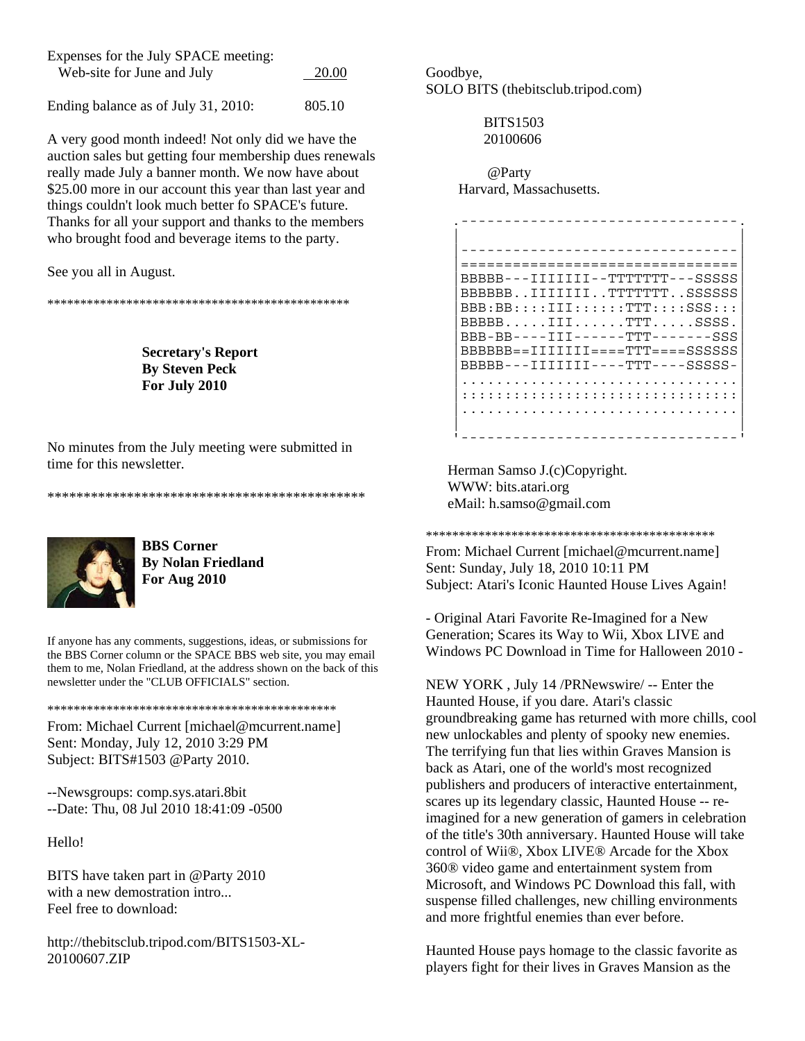Expenses for the July SPACE meeting:

| | |
|---|---|
| Web-site for June and July | 20.00 |
| Ending balance as of July 31, 2010: | 805.10 |

A very good month indeed! Not only did we have the auction sales but getting four membership dues renewals really made July a banner month. We now have about $25.00 more in our account this year than last year and things couldn't look much better fo SPACE's future. Thanks for all your support and thanks to the members who brought food and beverage items to the party.

See you all in August.

**********************************************

**Secretary's Report**
**By Steven Peck**
**For July 2010**

No minutes from the July meeting were submitted in time for this newsletter.

**********************************************

**BBS Corner**
**By Nolan Friedland**
**For Aug 2010**

If anyone has any comments, suggestions, ideas, or submissions for the BBS Corner column or the SPACE BBS web site, you may email them to me, Nolan Friedland, at the address shown on the back of this newsletter under the "CLUB OFFICIALS" section.

**********************************************

From: Michael Current [michael@mcurrent.name]
Sent: Monday, July 12, 2010 3:29 PM
Subject: BITS#1503 @Party 2010.

--Newsgroups: comp.sys.atari.8bit
--Date: Thu, 08 Jul 2010 18:41:09 -0500

Hello!

BITS have taken part in @Party 2010
with a new demostration intro...
Feel free to download:

http://thebitsclub.tripod.com/BITS1503-XL-20100607.ZIP

Goodbye,
SOLO BITS (thebitsclub.tripod.com)

BITS1503
20100606

@Party
Harvard, Massachusetts.

```
.-------------------------------.
|                               |
|-------------------------------|
|===============================|
|BBBBB---IIIIIII--TTTTTTT---SSSSS|
|BBBBBB..IIIIIII..TTTTTTT..SSSSSS|
|BBB:BB::::III::::::TTT::::SSS:::|
|BBBBB.....III......TTT.....SSSS.|
|BBB-BB----III------TTT-------SSS|
|BBBBBB==IIIIIII====TTT====SSSSSS|
|BBBBB---IIIIIII----TTT----SSSSS-|
|...............................|
|:::::::::::::::::::::::::::::::|
|...............................|
|                               |
'-------------------------------'
```

Herman Samso J.(c)Copyright.
WWW: bits.atari.org
eMail: h.samso@gmail.com

**********************************************

From: Michael Current [michael@mcurrent.name]
Sent: Sunday, July 18, 2010 10:11 PM
Subject: Atari's Iconic Haunted House Lives Again!

- Original Atari Favorite Re-Imagined for a New Generation; Scares its Way to Wii, Xbox LIVE and Windows PC Download in Time for Halloween 2010 -

NEW YORK , July 14 /PRNewswire/ -- Enter the Haunted House, if you dare. Atari's classic groundbreaking game has returned with more chills, cool new unlockables and plenty of spooky new enemies. The terrifying fun that lies within Graves Mansion is back as Atari, one of the world's most recognized publishers and producers of interactive entertainment, scares up its legendary classic, Haunted House -- re-imagined for a new generation of gamers in celebration of the title's 30th anniversary. Haunted House will take control of Wii®, Xbox LIVE® Arcade for the Xbox 360® video game and entertainment system from Microsoft, and Windows PC Download this fall, with suspense filled challenges, new chilling environments and more frightful enemies than ever before.

Haunted House pays homage to the classic favorite as players fight for their lives in Graves Mansion as the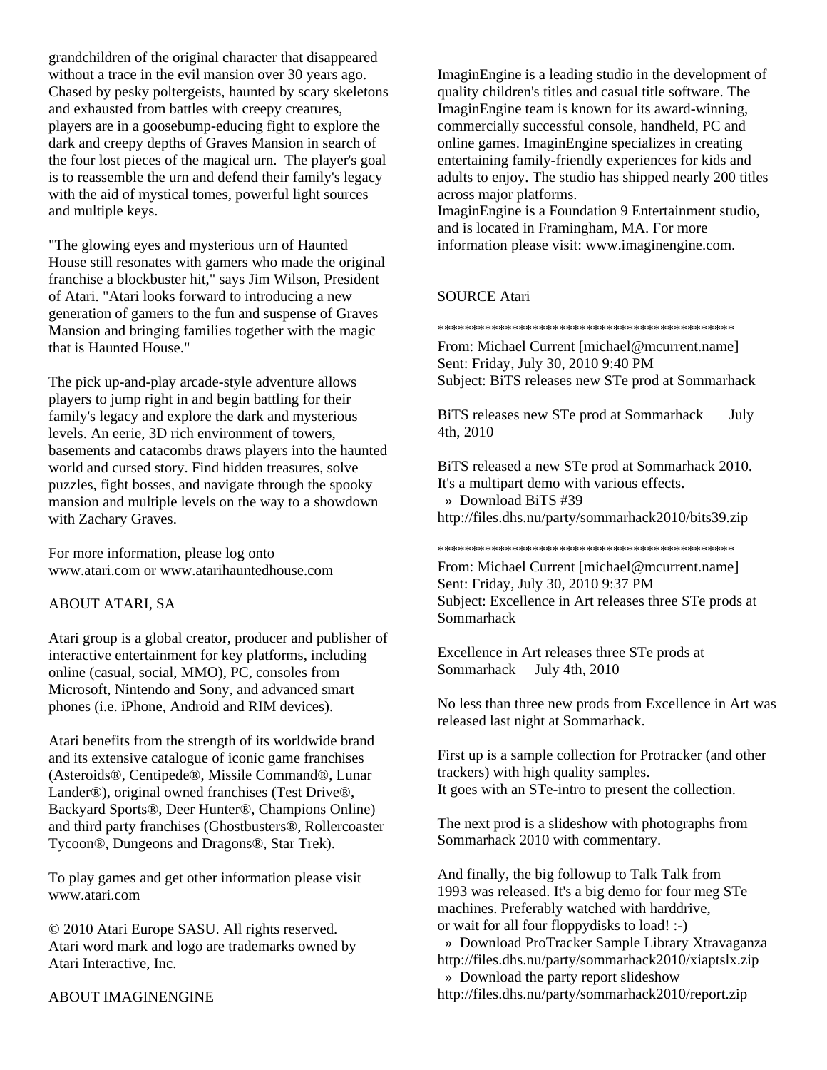grandchildren of the original character that disappeared without a trace in the evil mansion over 30 years ago. Chased by pesky poltergeists, haunted by scary skeletons and exhausted from battles with creepy creatures, players are in a goosebump-educing fight to explore the dark and creepy depths of Graves Mansion in search of the four lost pieces of the magical urn. The player's goal is to reassemble the urn and defend their family's legacy with the aid of mystical tomes, powerful light sources and multiple keys.

"The glowing eyes and mysterious urn of Haunted House still resonates with gamers who made the original franchise a blockbuster hit," says Jim Wilson, President of Atari. "Atari looks forward to introducing a new generation of gamers to the fun and suspense of Graves Mansion and bringing families together with the magic that is Haunted House."

The pick up-and-play arcade-style adventure allows players to jump right in and begin battling for their family's legacy and explore the dark and mysterious levels. An eerie, 3D rich environment of towers, basements and catacombs draws players into the haunted world and cursed story. Find hidden treasures, solve puzzles, fight bosses, and navigate through the spooky mansion and multiple levels on the way to a showdown with Zachary Graves.

For more information, please log onto www.atari.com or www.atarihauntedhouse.com

ABOUT ATARI, SA

Atari group is a global creator, producer and publisher of interactive entertainment for key platforms, including online (casual, social, MMO), PC, consoles from Microsoft, Nintendo and Sony, and advanced smart phones (i.e. iPhone, Android and RIM devices).

Atari benefits from the strength of its worldwide brand and its extensive catalogue of iconic game franchises (Asteroids®, Centipede®, Missile Command®, Lunar Lander®), original owned franchises (Test Drive®, Backyard Sports®, Deer Hunter®, Champions Online) and third party franchises (Ghostbusters®, Rollercoaster Tycoon®, Dungeons and Dragons®, Star Trek).

To play games and get other information please visit www.atari.com

© 2010 Atari Europe SASU. All rights reserved.
Atari word mark and logo are trademarks owned by Atari Interactive, Inc.

ABOUT IMAGINENGINE

ImaginEngine is a leading studio in the development of quality children's titles and casual title software. The ImaginEngine team is known for its award-winning, commercially successful console, handheld, PC and online games. ImaginEngine specializes in creating entertaining family-friendly experiences for kids and adults to enjoy. The studio has shipped nearly 200 titles across major platforms.
ImaginEngine is a Foundation 9 Entertainment studio, and is located in Framingham, MA. For more information please visit: www.imaginengine.com.

SOURCE Atari

********************************************
From: Michael Current [michael@mcurrent.name]
Sent: Friday, July 30, 2010 9:40 PM
Subject: BiTS releases new STe prod at Sommarhack

BiTS releases new STe prod at Sommarhack July 4th, 2010

BiTS released a new STe prod at Sommarhack 2010.
It's a multipart demo with various effects.
» Download BiTS #39
http://files.dhs.nu/party/sommarhack2010/bits39.zip

********************************************
From: Michael Current [michael@mcurrent.name]
Sent: Friday, July 30, 2010 9:37 PM
Subject: Excellence in Art releases three STe prods at Sommarhack

Excellence in Art releases three STe prods at Sommarhack July 4th, 2010

No less than three new prods from Excellence in Art was released last night at Sommarhack.

First up is a sample collection for Protracker (and other trackers) with high quality samples.
It goes with an STe-intro to present the collection.

The next prod is a slideshow with photographs from Sommarhack 2010 with commentary.

And finally, the big followup to Talk Talk from 1993 was released. It's a big demo for four meg STe machines. Preferably watched with harddrive, or wait for all four floppydisks to load! :-)
» Download ProTracker Sample Library Xtravaganza
http://files.dhs.nu/party/sommarhack2010/xiaptslx.zip
» Download the party report slideshow
http://files.dhs.nu/party/sommarhack2010/report.zip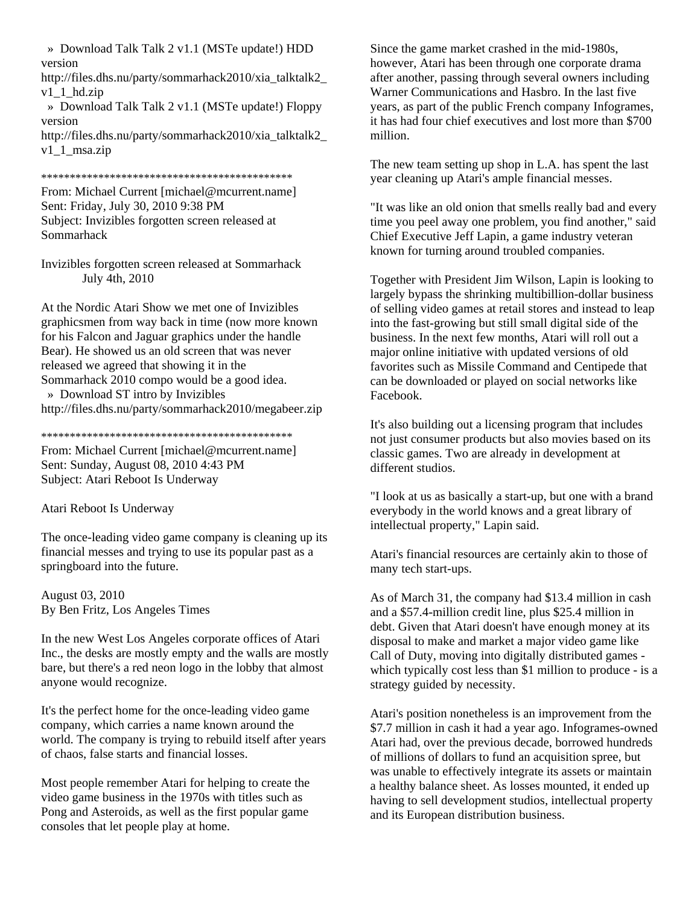» Download Talk Talk 2 v1.1 (MSTe update!) HDD version
http://files.dhs.nu/party/sommarhack2010/xia_talktalk2_v1_1_hd.zip

» Download Talk Talk 2 v1.1 (MSTe update!) Floppy version
http://files.dhs.nu/party/sommarhack2010/xia_talktalk2_v1_1_msa.zip

*********************************************

From: Michael Current [michael@mcurrent.name]
Sent: Friday, July 30, 2010 9:38 PM
Subject: Invizibles forgotten screen released at Sommarhack

Invizibles forgotten screen released at Sommarhack
July 4th, 2010

At the Nordic Atari Show we met one of Invizibles graphicsmen from way back in time (now more known for his Falcon and Jaguar graphics under the handle Bear). He showed us an old screen that was never released we agreed that showing it in the Sommarhack 2010 compo would be a good idea.

» Download ST intro by Invizibles
http://files.dhs.nu/party/sommarhack2010/megabeer.zip

*********************************************

From: Michael Current [michael@mcurrent.name]
Sent: Sunday, August 08, 2010 4:43 PM
Subject: Atari Reboot Is Underway

Atari Reboot Is Underway

The once-leading video game company is cleaning up its financial messes and trying to use its popular past as a springboard into the future.

August 03, 2010
By Ben Fritz, Los Angeles Times

In the new West Los Angeles corporate offices of Atari Inc., the desks are mostly empty and the walls are mostly bare, but there's a red neon logo in the lobby that almost anyone would recognize.

It's the perfect home for the once-leading video game company, which carries a name known around the world. The company is trying to rebuild itself after years of chaos, false starts and financial losses.

Most people remember Atari for helping to create the video game business in the 1970s with titles such as Pong and Asteroids, as well as the first popular game consoles that let people play at home.

Since the game market crashed in the mid-1980s, however, Atari has been through one corporate drama after another, passing through several owners including Warner Communications and Hasbro. In the last five years, as part of the public French company Infogrames, it has had four chief executives and lost more than $700 million.

The new team setting up shop in L.A. has spent the last year cleaning up Atari's ample financial messes.

"It was like an old onion that smells really bad and every time you peel away one problem, you find another," said Chief Executive Jeff Lapin, a game industry veteran known for turning around troubled companies.

Together with President Jim Wilson, Lapin is looking to largely bypass the shrinking multibillion-dollar business of selling video games at retail stores and instead to leap into the fast-growing but still small digital side of the business. In the next few months, Atari will roll out a major online initiative with updated versions of old favorites such as Missile Command and Centipede that can be downloaded or played on social networks like Facebook.

It's also building out a licensing program that includes not just consumer products but also movies based on its classic games. Two are already in development at different studios.

"I look at us as basically a start-up, but one with a brand everybody in the world knows and a great library of intellectual property," Lapin said.

Atari's financial resources are certainly akin to those of many tech start-ups.

As of March 31, the company had $13.4 million in cash and a $57.4-million credit line, plus $25.4 million in debt. Given that Atari doesn't have enough money at its disposal to make and market a major video game like Call of Duty, moving into digitally distributed games - which typically cost less than $1 million to produce - is a strategy guided by necessity.

Atari's position nonetheless is an improvement from the $7.7 million in cash it had a year ago. Infogrames-owned Atari had, over the previous decade, borrowed hundreds of millions of dollars to fund an acquisition spree, but was unable to effectively integrate its assets or maintain a healthy balance sheet. As losses mounted, it ended up having to sell development studios, intellectual property and its European distribution business.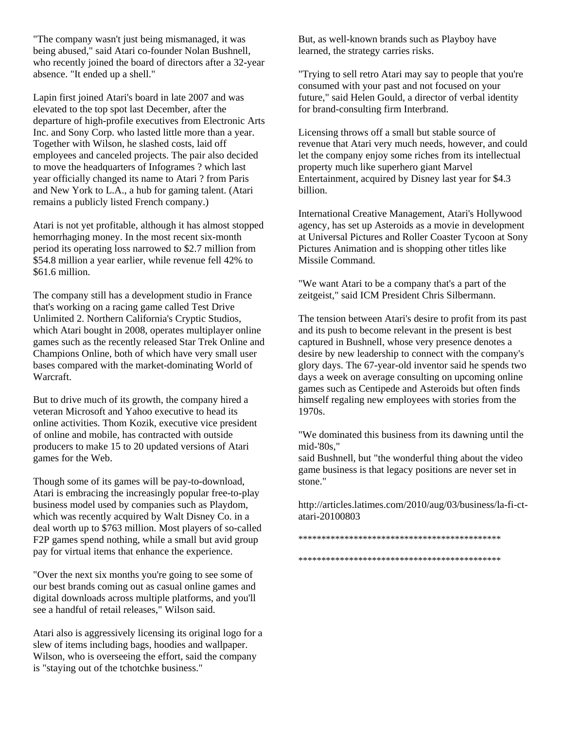"The company wasn't just being mismanaged, it was being abused," said Atari co-founder Nolan Bushnell, who recently joined the board of directors after a 32-year absence. "It ended up a shell."

Lapin first joined Atari's board in late 2007 and was elevated to the top spot last December, after the departure of high-profile executives from Electronic Arts Inc. and Sony Corp. who lasted little more than a year. Together with Wilson, he slashed costs, laid off employees and canceled projects. The pair also decided to move the headquarters of Infogrames ? which last year officially changed its name to Atari ? from Paris and New York to L.A., a hub for gaming talent. (Atari remains a publicly listed French company.)

Atari is not yet profitable, although it has almost stopped hemorrhaging money. In the most recent six-month period its operating loss narrowed to $2.7 million from $54.8 million a year earlier, while revenue fell 42% to $61.6 million.

The company still has a development studio in France that's working on a racing game called Test Drive Unlimited 2. Northern California's Cryptic Studios, which Atari bought in 2008, operates multiplayer online games such as the recently released Star Trek Online and Champions Online, both of which have very small user bases compared with the market-dominating World of Warcraft.

But to drive much of its growth, the company hired a veteran Microsoft and Yahoo executive to head its online activities. Thom Kozik, executive vice president of online and mobile, has contracted with outside producers to make 15 to 20 updated versions of Atari games for the Web.

Though some of its games will be pay-to-download, Atari is embracing the increasingly popular free-to-play business model used by companies such as Playdom, which was recently acquired by Walt Disney Co. in a deal worth up to $763 million. Most players of so-called F2P games spend nothing, while a small but avid group pay for virtual items that enhance the experience.

"Over the next six months you're going to see some of our best brands coming out as casual online games and digital downloads across multiple platforms, and you'll see a handful of retail releases," Wilson said.

Atari also is aggressively licensing its original logo for a slew of items including bags, hoodies and wallpaper. Wilson, who is overseeing the effort, said the company is "staying out of the tchotchke business."

But, as well-known brands such as Playboy have learned, the strategy carries risks.

"Trying to sell retro Atari may say to people that you're consumed with your past and not focused on your future," said Helen Gould, a director of verbal identity for brand-consulting firm Interbrand.

Licensing throws off a small but stable source of revenue that Atari very much needs, however, and could let the company enjoy some riches from its intellectual property much like superhero giant Marvel Entertainment, acquired by Disney last year for $4.3 billion.

International Creative Management, Atari's Hollywood agency, has set up Asteroids as a movie in development at Universal Pictures and Roller Coaster Tycoon at Sony Pictures Animation and is shopping other titles like Missile Command.

"We want Atari to be a company that's a part of the zeitgeist," said ICM President Chris Silbermann.

The tension between Atari's desire to profit from its past and its push to become relevant in the present is best captured in Bushnell, whose very presence denotes a desire by new leadership to connect with the company's glory days. The 67-year-old inventor said he spends two days a week on average consulting on upcoming online games such as Centipede and Asteroids but often finds himself regaling new employees with stories from the 1970s.

"We dominated this business from its dawning until the mid-'80s,"
said Bushnell, but "the wonderful thing about the video game business is that legacy positions are never set in stone."

http://articles.latimes.com/2010/aug/03/business/la-fi-ct-atari-20100803

********************************************

********************************************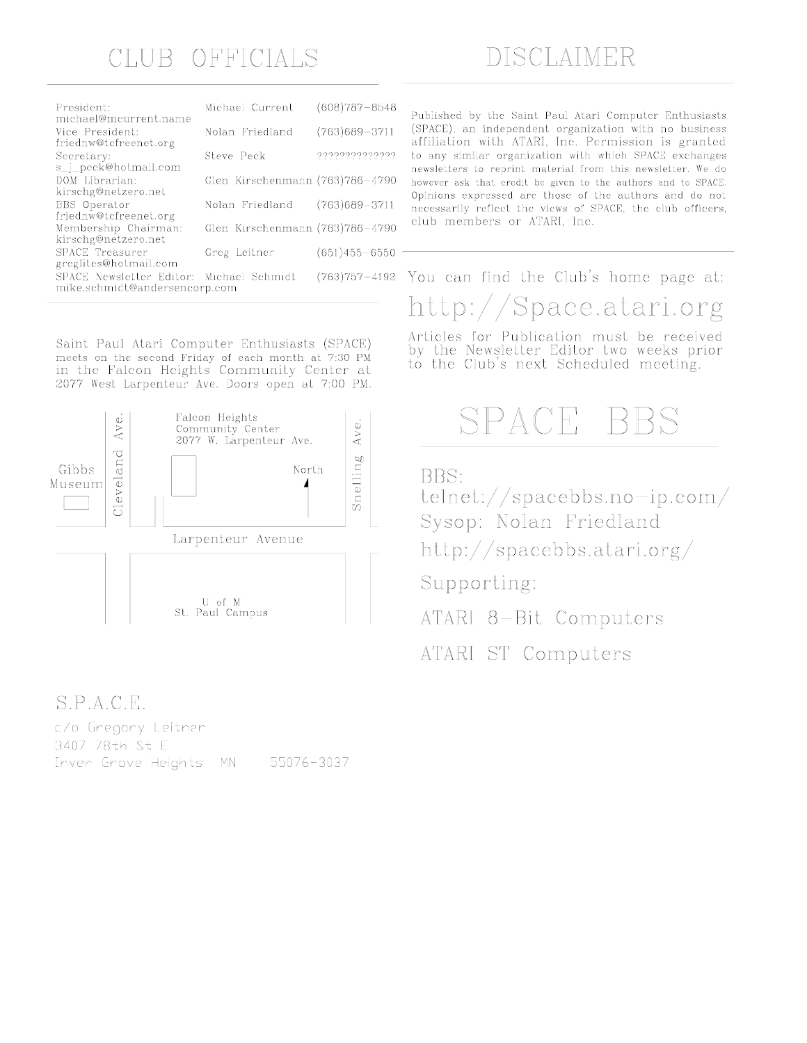# CLUB OFFICIALS

| | | |
|---|---|---|
| President: michael@mcurrent.name | Michael Current | (608)787-8548 |
| Vice President: friednw@tcfreenet.org | Nolan Friedland | (763)689-3711 |
| Secretary: s_j_peck@hotmail.com | Steve Peck | ?????????????? |
| DOM Librarian: kirschg@netzero.net | Glen Kirschenmann | (763)786-4790 |
| BBS Operator friednw@tcfreenet.org | Nolan Friedland | (763)689-3711 |
| Membership Chairman: kirschg@netzero.net | Glen Kirschenmann | (763)786-4790 |
| SPACE Treasurer greglites@hotmail.com | Greg Leitner | (651)455-6550 |
| SPACE Newsletter Editor: mike.schmidt@andersencorp.com | Michael Schmidt | (763)757-4192 |

Saint Paul Atari Computer Enthusiasts (SPACE) meets on the second Friday of each month at 7:30 PM in the Falcon Heights Community Center at 2077 West Larpenteur Ave. Doors open at 7:00 PM.

Falcon Heights Community Center 2077 W. Larpenteur Ave.

Gibbs Museum

Cleveland Ave.

Snelling Ave.

North

Larpenteur Avenue

U of M St. Paul Campus

# DISCLAIMER

Published by the Saint Paul Atari Computer Enthusiasts (SPACE), an independent organization with no business affiliation with ATARI, Inc. Permission is granted to any similar organization with which SPACE exchanges newsletters to reprint material from this newsletter. We do however ask that credit be given to the authors and to SPACE. Opinions expressed are those of the authors and do not necessarily reflect the views of SPACE, the club officers, club members or ATARI, Inc.

You can find the Club's home page at:

http://Space.atari.org

Articles for Publication must be received by the Newsletter Editor two weeks prior to the Club's next Scheduled meeting.

# SPACE BBS

BBS:
telnet://spacebbs.no-ip.com/
Sysop: Nolan Friedland
http://spacebbs.atari.org/

Supporting:

ATARI 8-Bit Computers

ATARI ST Computers

S.P.A.C.E.
c/o Gregory Leitner
3407 78th St E
Inver Grove Heights MN 55076-3037